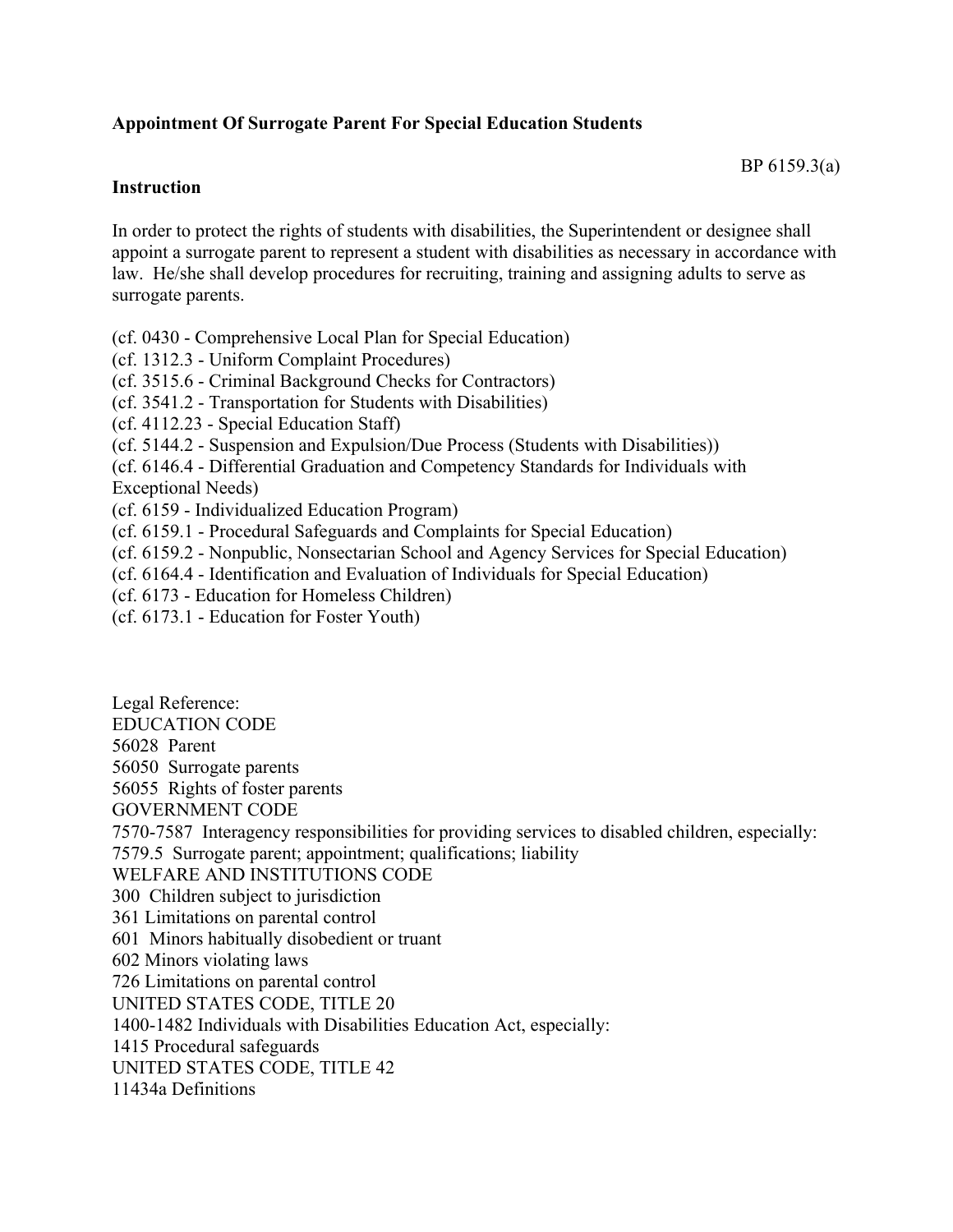**Appointment Of Surrogate Parent For Special Education Students**

BP 6159.3(a)

**Instruction**

In order to protect the rights of students with disabilities, the Superintendent or designee shall appoint a surrogate parent to represent a student with disabilities as necessary in accordance with law. He/she shall develop procedures for recruiting, training and assigning adults to serve as surrogate parents.

(cf. 0430 - Comprehensive Local Plan for Special Education)
(cf. 1312.3 - Uniform Complaint Procedures)
(cf. 3515.6 - Criminal Background Checks for Contractors)
(cf. 3541.2 - Transportation for Students with Disabilities)
(cf. 4112.23 - Special Education Staff)
(cf. 5144.2 - Suspension and Expulsion/Due Process (Students with Disabilities))
(cf. 6146.4 - Differential Graduation and Competency Standards for Individuals with Exceptional Needs)
(cf. 6159 - Individualized Education Program)
(cf. 6159.1 - Procedural Safeguards and Complaints for Special Education)
(cf. 6159.2 - Nonpublic, Nonsectarian School and Agency Services for Special Education)
(cf. 6164.4 - Identification and Evaluation of Individuals for Special Education)
(cf. 6173 - Education for Homeless Children)
(cf. 6173.1 - Education for Foster Youth)

Legal Reference:
EDUCATION CODE
56028 Parent
56050 Surrogate parents
56055 Rights of foster parents
GOVERNMENT CODE
7570-7587 Interagency responsibilities for providing services to disabled children, especially:
7579.5 Surrogate parent; appointment; qualifications; liability
WELFARE AND INSTITUTIONS CODE
300 Children subject to jurisdiction
361 Limitations on parental control
601 Minors habitually disobedient or truant
602 Minors violating laws
726 Limitations on parental control
UNITED STATES CODE, TITLE 20
1400-1482 Individuals with Disabilities Education Act, especially:
1415 Procedural safeguards
UNITED STATES CODE, TITLE 42
11434a Definitions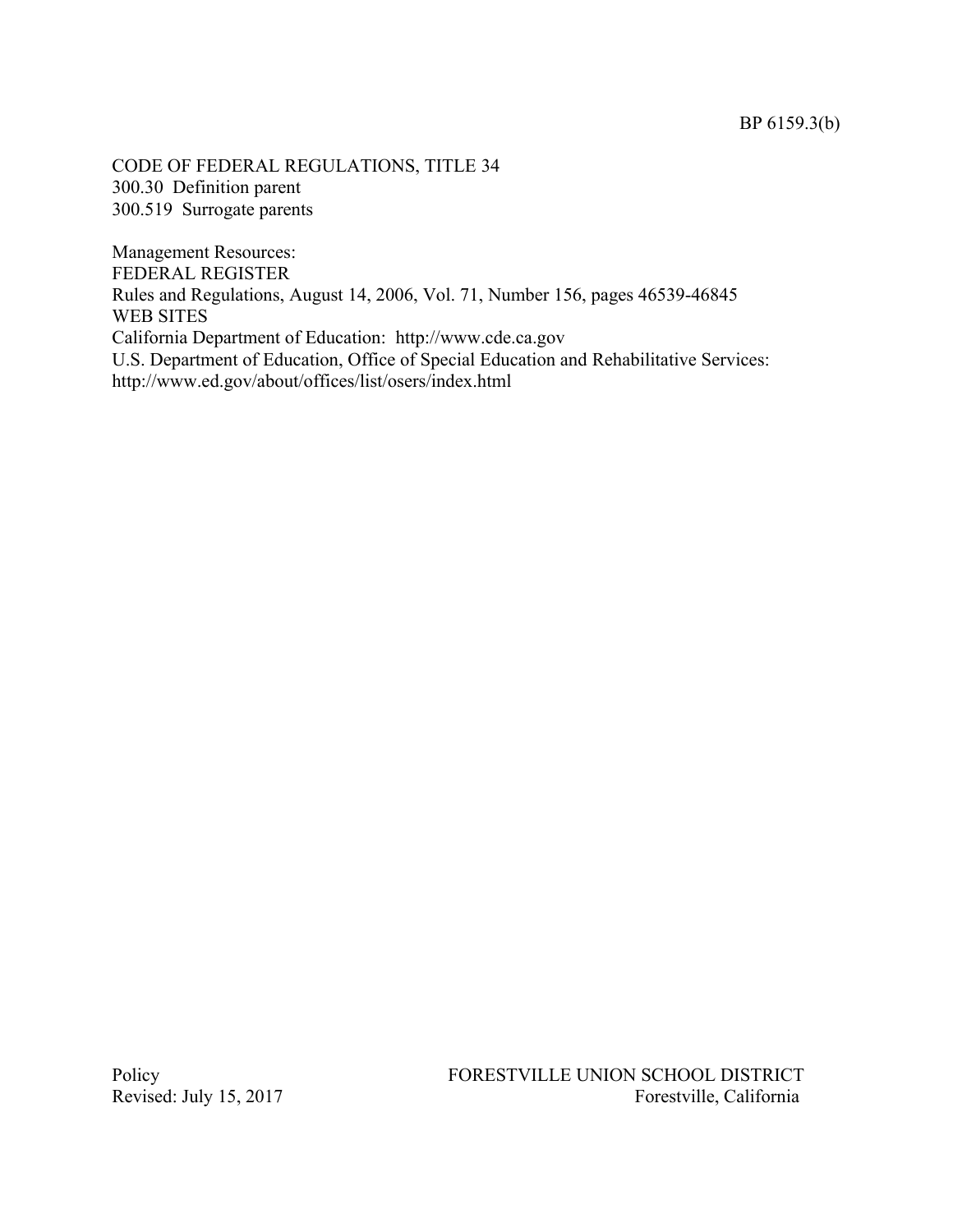CODE OF FEDERAL REGULATIONS, TITLE 34
300.30 Definition parent
300.519 Surrogate parents

Management Resources:
FEDERAL REGISTER
Rules and Regulations, August 14, 2006, Vol. 71, Number 156, pages 46539-46845
WEB SITES
California Department of Education: http://www.cde.ca.gov
U.S. Department of Education, Office of Special Education and Rehabilitative Services: http://www.ed.gov/about/offices/list/osers/index.html

Policy
Revised: July 15, 2017

FORESTVILLE UNION SCHOOL DISTRICT
Forestville, California